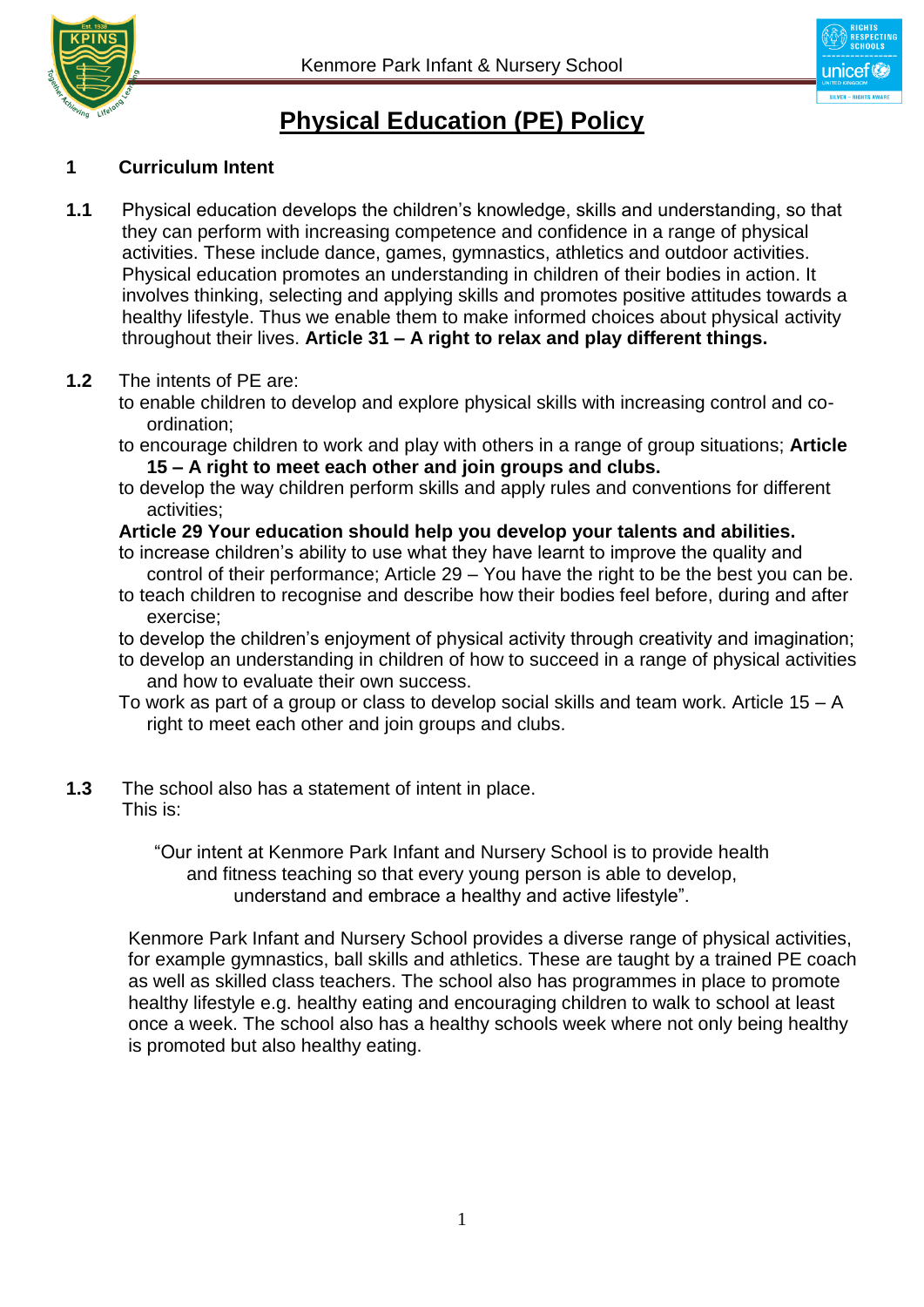# Physical Education (PE) Policy

## 1 Curriculum Intent

**1.1** Physical education develops the children's knowledge, skills and understanding, so that they can perform with increasing competence and confidence in a range of physical activities. These include dance, games, gymnastics, athletics and outdoor activities. Physical education promotes an understanding in children of their bodies in action. It involves thinking, selecting and applying skills and promotes positive attitudes towards a healthy lifestyle. Thus we enable them to make informed choices about physical activity throughout their lives. **Article 31 – A right to relax and play different things.**

**1.2** The intents of PE are:

to enable children to develop and explore physical skills with increasing control and co-ordination;

to encourage children to work and play with others in a range of group situations; **Article 15 – A right to meet each other and join groups and clubs.**

to develop the way children perform skills and apply rules and conventions for different activities;

**Article 29 Your education should help you develop your talents and abilities.**

to increase children's ability to use what they have learnt to improve the quality and control of their performance; Article 29 – You have the right to be the best you can be.

to teach children to recognise and describe how their bodies feel before, during and after exercise;

to develop the children's enjoyment of physical activity through creativity and imagination;

to develop an understanding in children of how to succeed in a range of physical activities and how to evaluate their own success.

To work as part of a group or class to develop social skills and team work. Article 15 – A right to meet each other and join groups and clubs.

**1.3** The school also has a statement of intent in place.
This is:

> "Our intent at Kenmore Park Infant and Nursery School is to provide health and fitness teaching so that every young person is able to develop, understand and embrace a healthy and active lifestyle".

Kenmore Park Infant and Nursery School provides a diverse range of physical activities, for example gymnastics, ball skills and athletics. These are taught by a trained PE coach as well as skilled class teachers. The school also has programmes in place to promote healthy lifestyle e.g. healthy eating and encouraging children to walk to school at least once a week. The school also has a healthy schools week where not only being healthy is promoted but also healthy eating.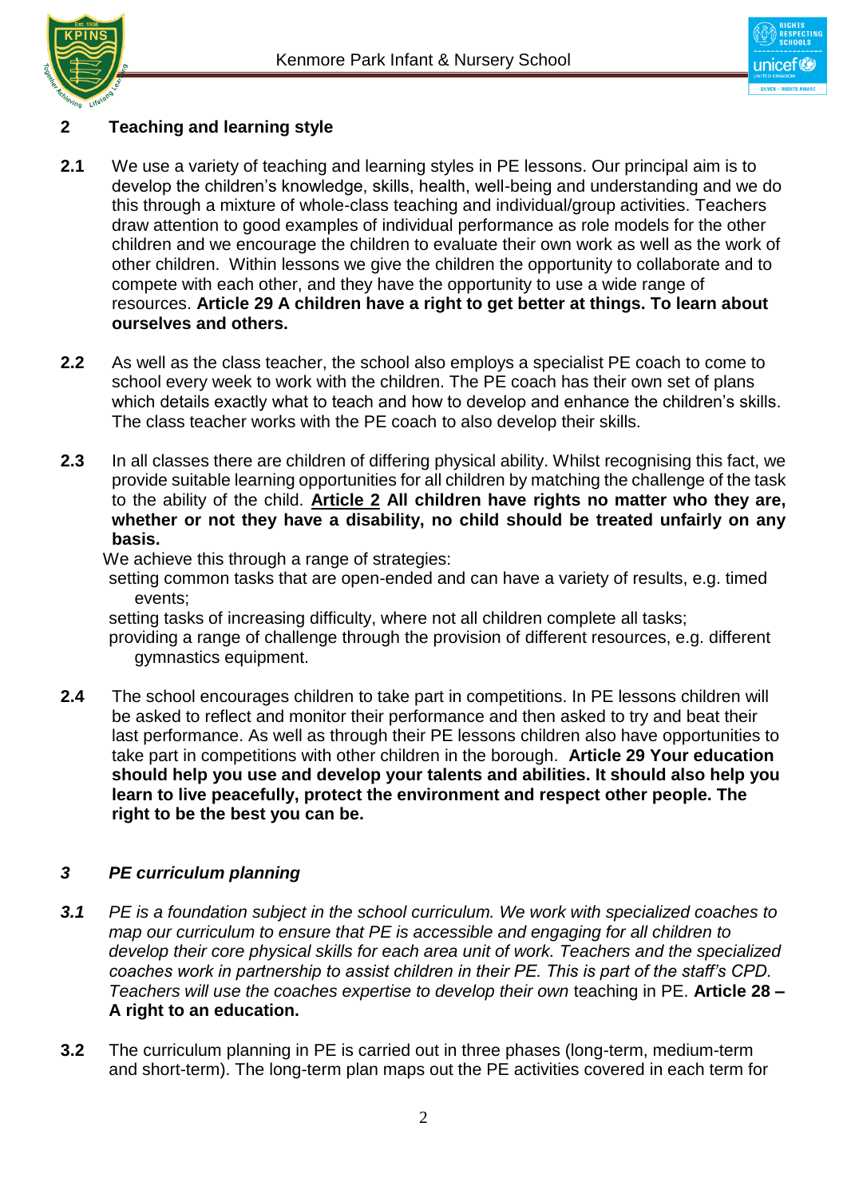## 2 Teaching and learning style

**2.1** We use a variety of teaching and learning styles in PE lessons. Our principal aim is to develop the children's knowledge, skills, health, well-being and understanding and we do this through a mixture of whole-class teaching and individual/group activities. Teachers draw attention to good examples of individual performance as role models for the other children and we encourage the children to evaluate their own work as well as the work of other children. Within lessons we give the children the opportunity to collaborate and to compete with each other, and they have the opportunity to use a wide range of resources. **Article 29 A children have a right to get better at things. To learn about ourselves and others.**

**2.2** As well as the class teacher, the school also employs a specialist PE coach to come to school every week to work with the children. The PE coach has their own set of plans which details exactly what to teach and how to develop and enhance the children's skills. The class teacher works with the PE coach to also develop their skills.

**2.3** In all classes there are children of differing physical ability. Whilst recognising this fact, we provide suitable learning opportunities for all children by matching the challenge of the task to the ability of the child. **<u>Article 2</u> All children have rights no matter who they are, whether or not they have a disability, no child should be treated unfairly on any basis.**

We achieve this through a range of strategies:

- setting common tasks that are open-ended and can have a variety of results, e.g. timed events;
- setting tasks of increasing difficulty, where not all children complete all tasks;
- providing a range of challenge through the provision of different resources, e.g. different gymnastics equipment.

**2.4** The school encourages children to take part in competitions. In PE lessons children will be asked to reflect and monitor their performance and then asked to try and beat their last performance. As well as through their PE lessons children also have opportunities to take part in competitions with other children in the borough. **Article 29 Your education should help you use and develop your talents and abilities. It should also help you learn to live peacefully, protect the environment and respect other people. The right to be the best you can be.**

## *3 PE curriculum planning*

***3.1*** *PE is a foundation subject in the school curriculum. We work with specialized coaches to map our curriculum to ensure that PE is accessible and engaging for all children to develop their core physical skills for each area unit of work. Teachers and the specialized coaches work in partnership to assist children in their PE. This is part of the staff's CPD. Teachers will use the coaches expertise to develop their own* teaching in PE. **Article 28 – A right to an education.**

**3.2** The curriculum planning in PE is carried out in three phases (long-term, medium-term and short-term). The long-term plan maps out the PE activities covered in each term for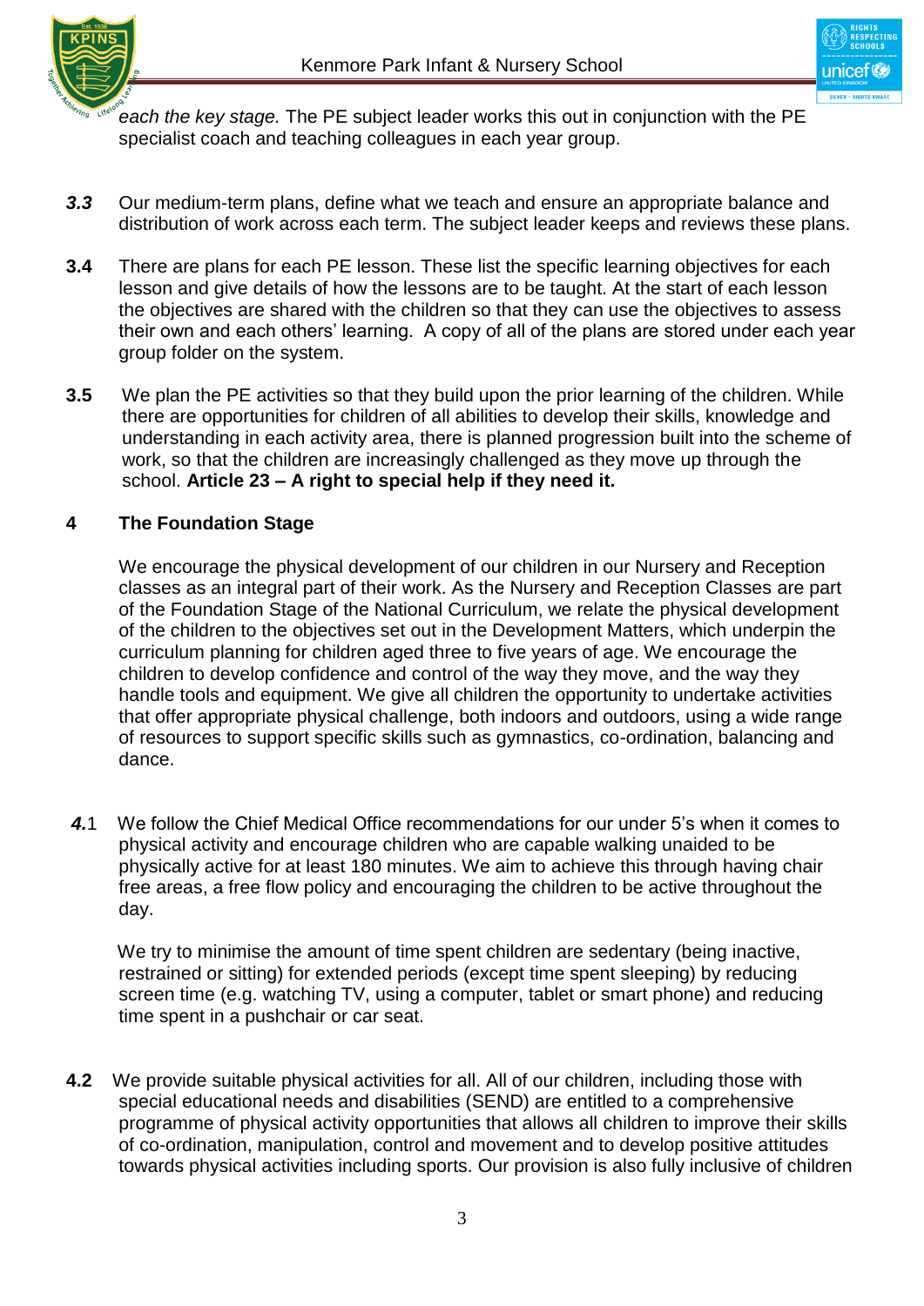*each the key stage.* The PE subject leader works this out in conjunction with the PE specialist coach and teaching colleagues in each year group.

***3.3*** Our medium-term plans, define what we teach and ensure an appropriate balance and distribution of work across each term. The subject leader keeps and reviews these plans.

**3.4** There are plans for each PE lesson. These list the specific learning objectives for each lesson and give details of how the lessons are to be taught. At the start of each lesson the objectives are shared with the children so that they can use the objectives to assess their own and each others' learning. A copy of all of the plans are stored under each year group folder on the system.

**3.5** We plan the PE activities so that they build upon the prior learning of the children. While there are opportunities for children of all abilities to develop their skills, knowledge and understanding in each activity area, there is planned progression built into the scheme of work, so that the children are increasingly challenged as they move up through the school. **Article 23 – A right to special help if they need it.**

## 4 The Foundation Stage

We encourage the physical development of our children in our Nursery and Reception classes as an integral part of their work. As the Nursery and Reception Classes are part of the Foundation Stage of the National Curriculum, we relate the physical development of the children to the objectives set out in the Development Matters, which underpin the curriculum planning for children aged three to five years of age. We encourage the children to develop confidence and control of the way they move, and the way they handle tools and equipment. We give all children the opportunity to undertake activities that offer appropriate physical challenge, both indoors and outdoors, using a wide range of resources to support specific skills such as gymnastics, co-ordination, balancing and dance.

***4.***1 We follow the Chief Medical Office recommendations for our under 5's when it comes to physical activity and encourage children who are capable walking unaided to be physically active for at least 180 minutes. We aim to achieve this through having chair free areas, a free flow policy and encouraging the children to be active throughout the day.

We try to minimise the amount of time spent children are sedentary (being inactive, restrained or sitting) for extended periods (except time spent sleeping) by reducing screen time (e.g. watching TV, using a computer, tablet or smart phone) and reducing time spent in a pushchair or car seat.

**4.2** We provide suitable physical activities for all. All of our children, including those with special educational needs and disabilities (SEND) are entitled to a comprehensive programme of physical activity opportunities that allows all children to improve their skills of co-ordination, manipulation, control and movement and to develop positive attitudes towards physical activities including sports. Our provision is also fully inclusive of children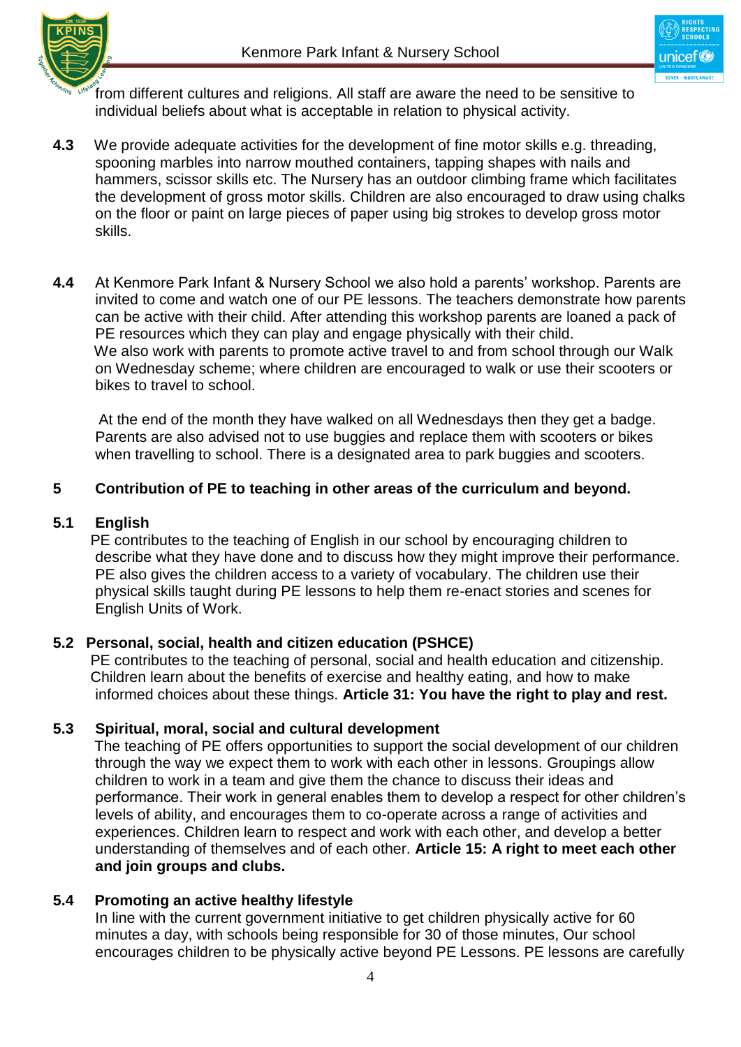from different cultures and religions. All staff are aware the need to be sensitive to individual beliefs about what is acceptable in relation to physical activity.

**4.3** We provide adequate activities for the development of fine motor skills e.g. threading, spooning marbles into narrow mouthed containers, tapping shapes with nails and hammers, scissor skills etc. The Nursery has an outdoor climbing frame which facilitates the development of gross motor skills. Children are also encouraged to draw using chalks on the floor or paint on large pieces of paper using big strokes to develop gross motor skills.

**4.4** At Kenmore Park Infant & Nursery School we also hold a parents' workshop. Parents are invited to come and watch one of our PE lessons. The teachers demonstrate how parents can be active with their child. After attending this workshop parents are loaned a pack of PE resources which they can play and engage physically with their child.
We also work with parents to promote active travel to and from school through our Walk on Wednesday scheme; where children are encouraged to walk or use their scooters or bikes to travel to school.

At the end of the month they have walked on all Wednesdays then they get a badge. Parents are also advised not to use buggies and replace them with scooters or bikes when travelling to school. There is a designated area to park buggies and scooters.

## 5 Contribution of PE to teaching in other areas of the curriculum and beyond.

### 5.1 English

PE contributes to the teaching of English in our school by encouraging children to describe what they have done and to discuss how they might improve their performance. PE also gives the children access to a variety of vocabulary. The children use their physical skills taught during PE lessons to help them re-enact stories and scenes for English Units of Work.

### 5.2 Personal, social, health and citizen education (PSHCE)

PE contributes to the teaching of personal, social and health education and citizenship. Children learn about the benefits of exercise and healthy eating, and how to make informed choices about these things. **Article 31: You have the right to play and rest.**

### 5.3 Spiritual, moral, social and cultural development

The teaching of PE offers opportunities to support the social development of our children through the way we expect them to work with each other in lessons. Groupings allow children to work in a team and give them the chance to discuss their ideas and performance. Their work in general enables them to develop a respect for other children's levels of ability, and encourages them to co-operate across a range of activities and experiences. Children learn to respect and work with each other, and develop a better understanding of themselves and of each other. **Article 15: A right to meet each other and join groups and clubs.**

### 5.4 Promoting an active healthy lifestyle

In line with the current government initiative to get children physically active for 60 minutes a day, with schools being responsible for 30 of those minutes, Our school encourages children to be physically active beyond PE Lessons. PE lessons are carefully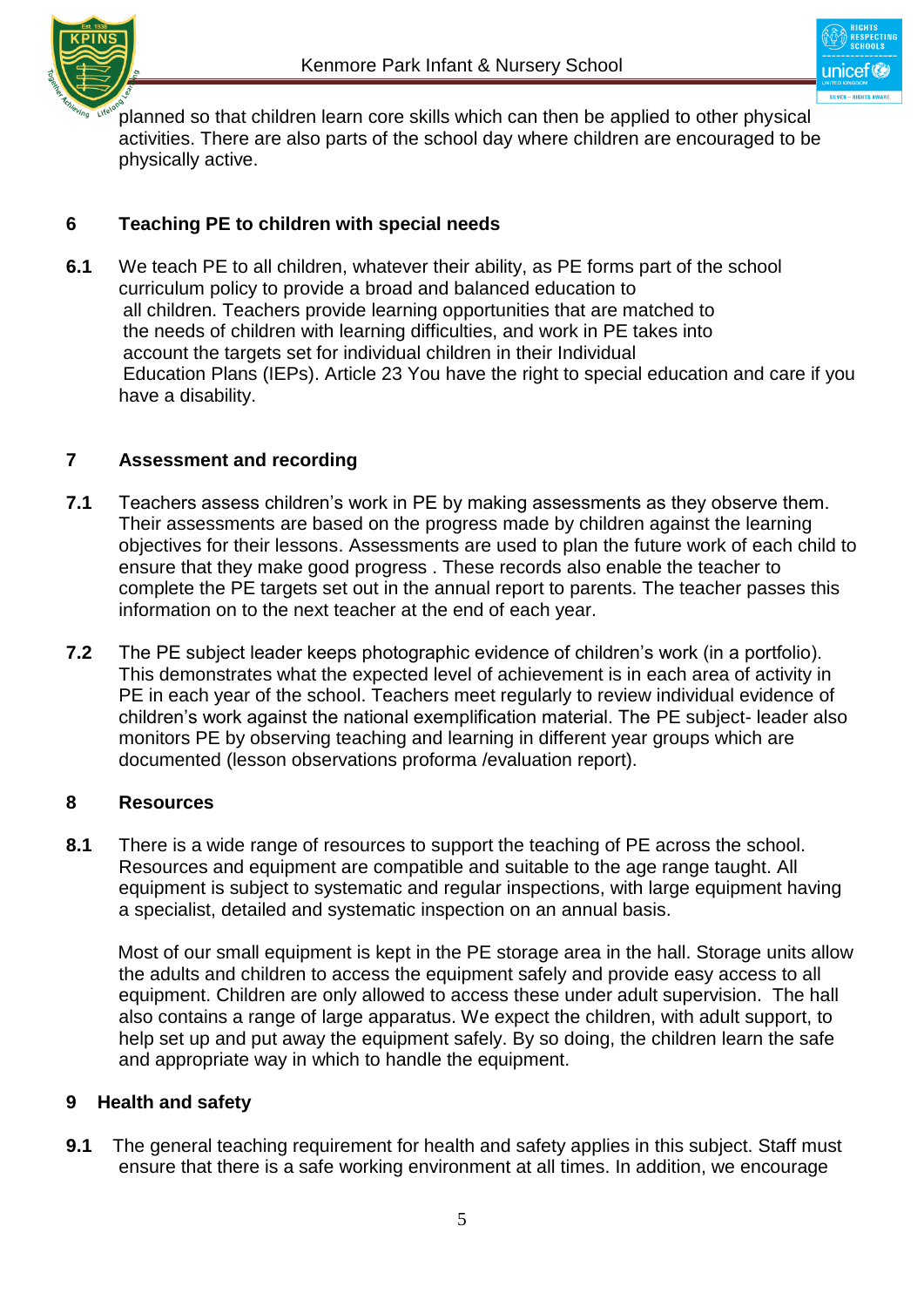planned so that children learn core skills which can then be applied to other physical activities. There are also parts of the school day where children are encouraged to be physically active.

## 6 Teaching PE to children with special needs

**6.1** We teach PE to all children, whatever their ability, as PE forms part of the school curriculum policy to provide a broad and balanced education to all children. Teachers provide learning opportunities that are matched to the needs of children with learning difficulties, and work in PE takes into account the targets set for individual children in their Individual Education Plans (IEPs). Article 23 You have the right to special education and care if you have a disability.

## 7 Assessment and recording

**7.1** Teachers assess children's work in PE by making assessments as they observe them. Their assessments are based on the progress made by children against the learning objectives for their lessons. Assessments are used to plan the future work of each child to ensure that they make good progress . These records also enable the teacher to complete the PE targets set out in the annual report to parents. The teacher passes this information on to the next teacher at the end of each year.

**7.2** The PE subject leader keeps photographic evidence of children's work (in a portfolio). This demonstrates what the expected level of achievement is in each area of activity in PE in each year of the school. Teachers meet regularly to review individual evidence of children's work against the national exemplification material. The PE subject- leader also monitors PE by observing teaching and learning in different year groups which are documented (lesson observations proforma /evaluation report).

## 8 Resources

**8.1** There is a wide range of resources to support the teaching of PE across the school. Resources and equipment are compatible and suitable to the age range taught. All equipment is subject to systematic and regular inspections, with large equipment having a specialist, detailed and systematic inspection on an annual basis.

Most of our small equipment is kept in the PE storage area in the hall. Storage units allow the adults and children to access the equipment safely and provide easy access to all equipment. Children are only allowed to access these under adult supervision. The hall also contains a range of large apparatus. We expect the children, with adult support, to help set up and put away the equipment safely. By so doing, the children learn the safe and appropriate way in which to handle the equipment.

## 9 Health and safety

**9.1** The general teaching requirement for health and safety applies in this subject. Staff must ensure that there is a safe working environment at all times. In addition, we encourage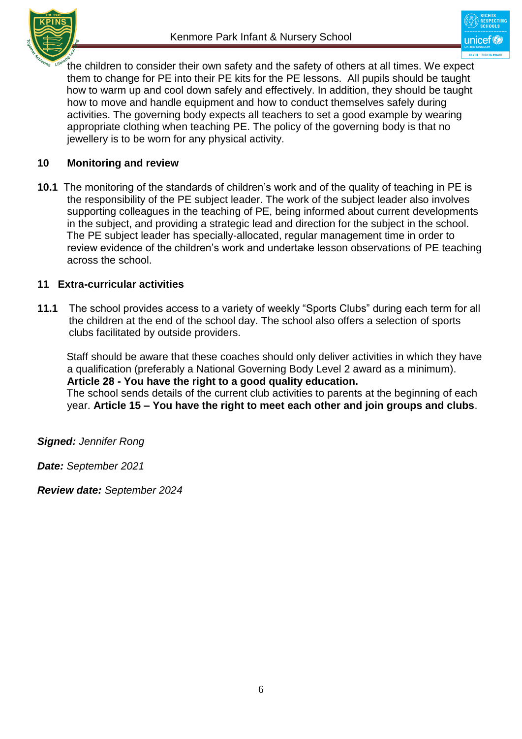the children to consider their own safety and the safety of others at all times. We expect them to change for PE into their PE kits for the PE lessons. All pupils should be taught how to warm up and cool down safely and effectively. In addition, they should be taught how to move and handle equipment and how to conduct themselves safely during activities. The governing body expects all teachers to set a good example by wearing appropriate clothing when teaching PE. The policy of the governing body is that no jewellery is to be worn for any physical activity.

## 10 Monitoring and review

**10.1** The monitoring of the standards of children's work and of the quality of teaching in PE is the responsibility of the PE subject leader. The work of the subject leader also involves supporting colleagues in the teaching of PE, being informed about current developments in the subject, and providing a strategic lead and direction for the subject in the school. The PE subject leader has specially-allocated, regular management time in order to review evidence of the children's work and undertake lesson observations of PE teaching across the school.

## 11 Extra-curricular activities

**11.1** The school provides access to a variety of weekly "Sports Clubs" during each term for all the children at the end of the school day. The school also offers a selection of sports clubs facilitated by outside providers.

Staff should be aware that these coaches should only deliver activities in which they have a qualification (preferably a National Governing Body Level 2 award as a minimum). **Article 28 - You have the right to a good quality education.**
The school sends details of the current club activities to parents at the beginning of each year. **Article 15 – You have the right to meet each other and join groups and clubs**.

***Signed:*** *Jennifer Rong*

***Date:*** *September 2021*

***Review date:*** *September 2024*